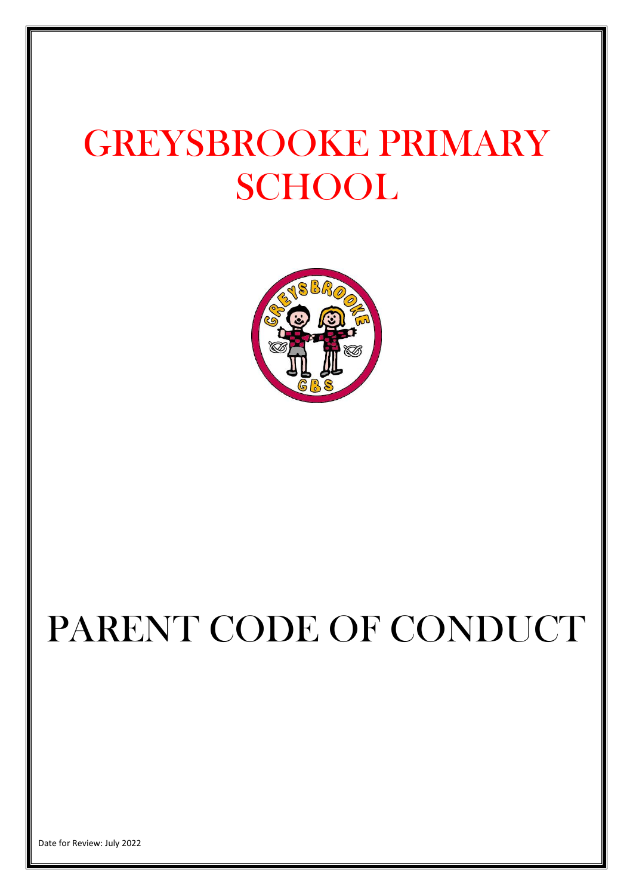# GREYSBROOKE PRIMARY SCHOOL

# PARENT CODE OF CONDUCT

Date for Review: July 2022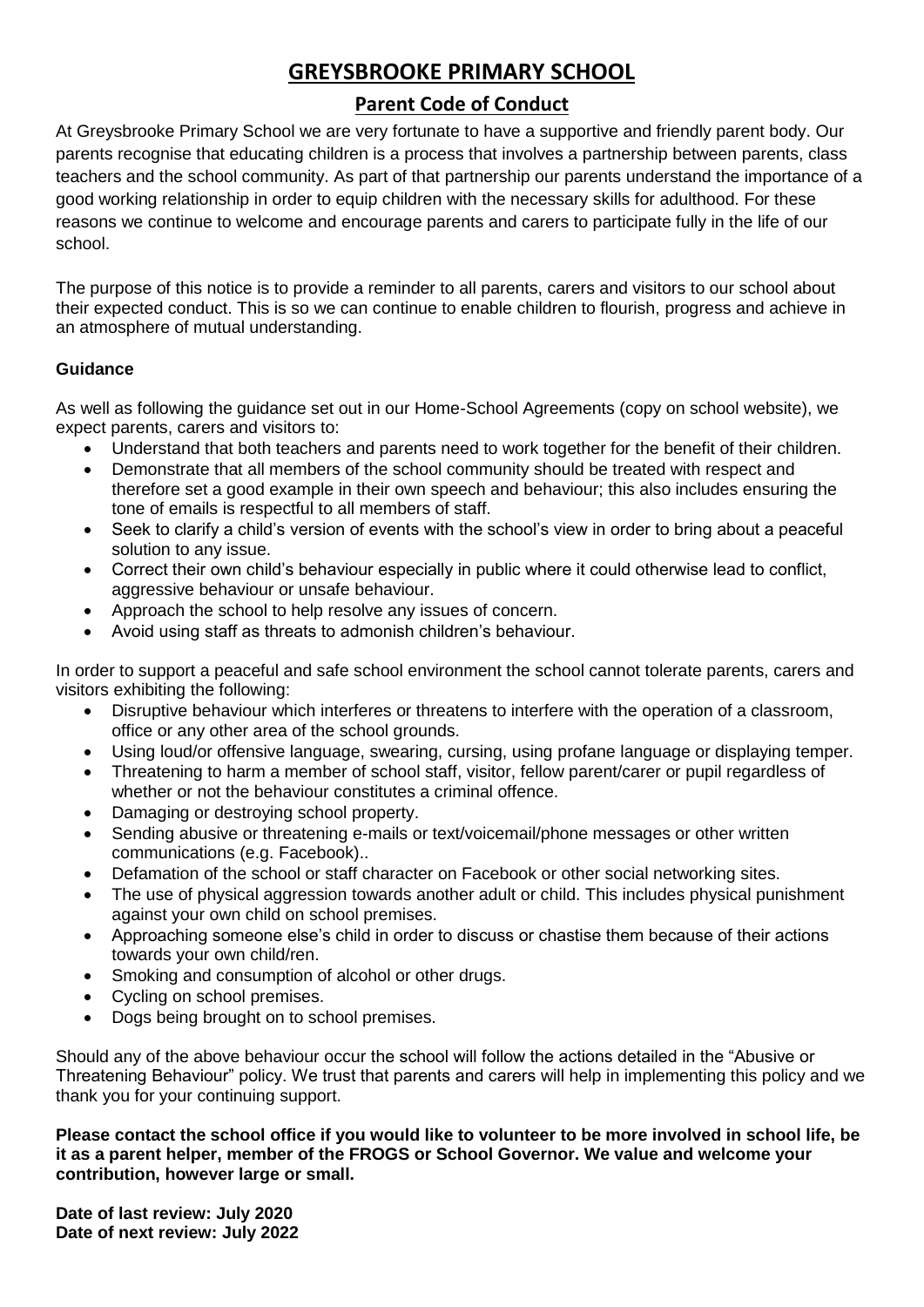# GREYSBROOKE PRIMARY SCHOOL

## Parent Code of Conduct

At Greysbrooke Primary School we are very fortunate to have a supportive and friendly parent body. Our parents recognise that educating children is a process that involves a partnership between parents, class teachers and the school community. As part of that partnership our parents understand the importance of a good working relationship in order to equip children with the necessary skills for adulthood. For these reasons we continue to welcome and encourage parents and carers to participate fully in the life of our school.

The purpose of this notice is to provide a reminder to all parents, carers and visitors to our school about their expected conduct. This is so we can continue to enable children to flourish, progress and achieve in an atmosphere of mutual understanding.

### Guidance

As well as following the guidance set out in our Home-School Agreements (copy on school website), we expect parents, carers and visitors to:

- Understand that both teachers and parents need to work together for the benefit of their children.
- Demonstrate that all members of the school community should be treated with respect and therefore set a good example in their own speech and behaviour; this also includes ensuring the tone of emails is respectful to all members of staff.
- Seek to clarify a child's version of events with the school's view in order to bring about a peaceful solution to any issue.
- Correct their own child's behaviour especially in public where it could otherwise lead to conflict, aggressive behaviour or unsafe behaviour.
- Approach the school to help resolve any issues of concern.
- Avoid using staff as threats to admonish children's behaviour.

In order to support a peaceful and safe school environment the school cannot tolerate parents, carers and visitors exhibiting the following:

- Disruptive behaviour which interferes or threatens to interfere with the operation of a classroom, office or any other area of the school grounds.
- Using loud/or offensive language, swearing, cursing, using profane language or displaying temper.
- Threatening to harm a member of school staff, visitor, fellow parent/carer or pupil regardless of whether or not the behaviour constitutes a criminal offence.
- Damaging or destroying school property.
- Sending abusive or threatening e-mails or text/voicemail/phone messages or other written communications (e.g. Facebook)..
- Defamation of the school or staff character on Facebook or other social networking sites.
- The use of physical aggression towards another adult or child. This includes physical punishment against your own child on school premises.
- Approaching someone else's child in order to discuss or chastise them because of their actions towards your own child/ren.
- Smoking and consumption of alcohol or other drugs.
- Cycling on school premises.
- Dogs being brought on to school premises.

Should any of the above behaviour occur the school will follow the actions detailed in the "Abusive or Threatening Behaviour" policy. We trust that parents and carers will help in implementing this policy and we thank you for your continuing support.

**Please contact the school office if you would like to volunteer to be more involved in school life, be it as a parent helper, member of the FROGS or School Governor. We value and welcome your contribution, however large or small.**

**Date of last review: July 2020**
**Date of next review: July 2022**